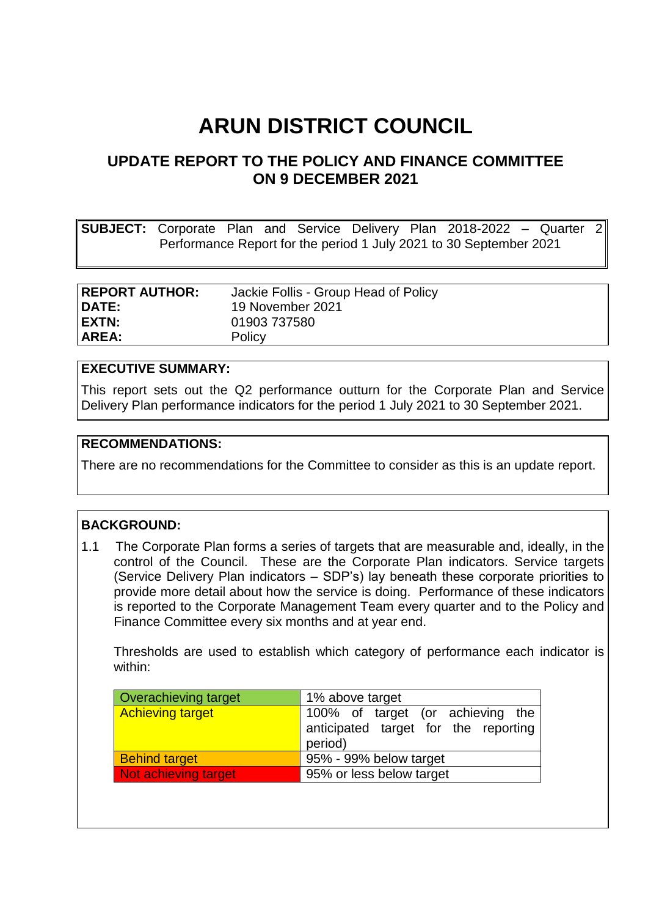# ARUN DISTRICT COUNCIL

## UPDATE REPORT TO THE POLICY AND FINANCE COMMITTEE ON 9 DECEMBER 2021

**SUBJECT:** Corporate Plan and Service Delivery Plan 2018-2022 – Quarter 2 Performance Report for the period 1 July 2021 to 30 September 2021

| | |
|---|---|
| **REPORT AUTHOR:** | Jackie Follis - Group Head of Policy |
| **DATE:** | 19 November 2021 |
| **EXTN:** | 01903 737580 |
| **AREA:** | Policy |

**EXECUTIVE SUMMARY:**

This report sets out the Q2 performance outturn for the Corporate Plan and Service Delivery Plan performance indicators for the period 1 July 2021 to 30 September 2021.

**RECOMMENDATIONS:**

There are no recommendations for the Committee to consider as this is an update report.

**BACKGROUND:**

1.1 The Corporate Plan forms a series of targets that are measurable and, ideally, in the control of the Council. These are the Corporate Plan indicators. Service targets (Service Delivery Plan indicators – SDP's) lay beneath these corporate priorities to provide more detail about how the service is doing. Performance of these indicators is reported to the Corporate Management Team every quarter and to the Policy and Finance Committee every six months and at year end.

Thresholds are used to establish which category of performance each indicator is within:

| | |
|---|---|
| Overachieving target | 1% above target |
| Achieving target | 100% of target (or achieving the anticipated target for the reporting period) |
| Behind target | 95% - 99% below target |
| Not achieving target | 95% or less below target |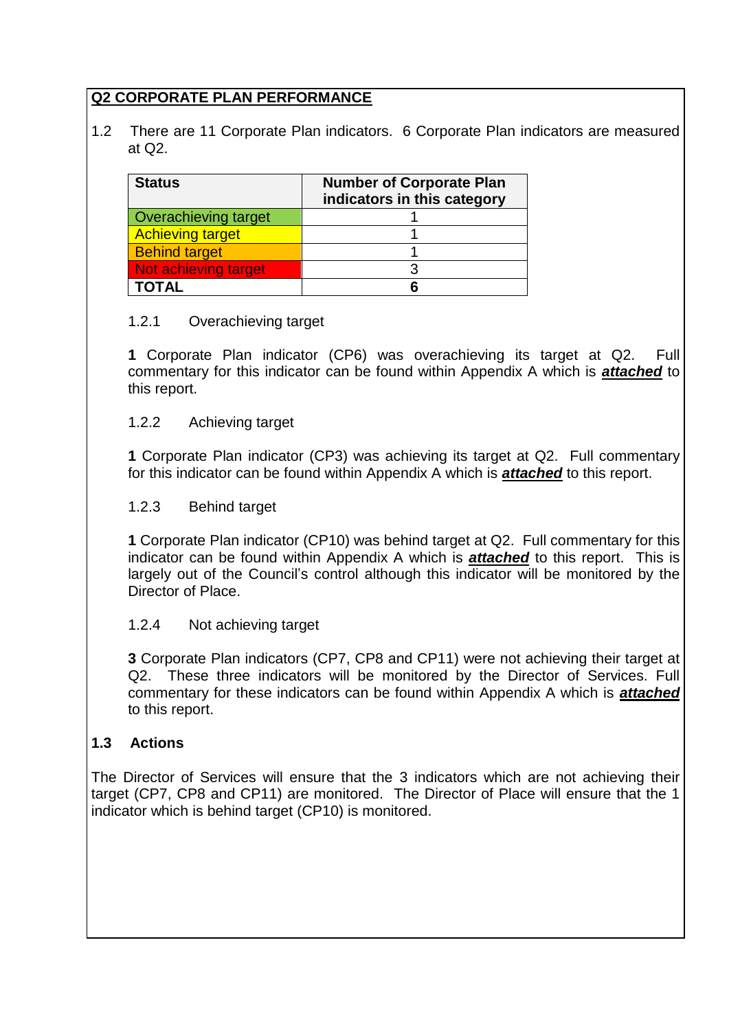## Q2 CORPORATE PLAN PERFORMANCE

1.2 There are 11 Corporate Plan indicators. 6 Corporate Plan indicators are measured at Q2.

| Status | Number of Corporate Plan indicators in this category |
|---|---|
| Overachieving target | 1 |
| Achieving target | 1 |
| Behind target | 1 |
| Not achieving target | 3 |
| **TOTAL** | **6** |

1.2.1 Overachieving target

**1** Corporate Plan indicator (CP6) was overachieving its target at Q2. Full commentary for this indicator can be found within Appendix A which is ***attached*** to this report.

1.2.2 Achieving target

**1** Corporate Plan indicator (CP3) was achieving its target at Q2. Full commentary for this indicator can be found within Appendix A which is ***attached*** to this report.

1.2.3 Behind target

**1** Corporate Plan indicator (CP10) was behind target at Q2. Full commentary for this indicator can be found within Appendix A which is ***attached*** to this report. This is largely out of the Council's control although this indicator will be monitored by the Director of Place.

1.2.4 Not achieving target

**3** Corporate Plan indicators (CP7, CP8 and CP11) were not achieving their target at Q2. These three indicators will be monitored by the Director of Services. Full commentary for these indicators can be found within Appendix A which is ***attached*** to this report.

**1.3 Actions**

The Director of Services will ensure that the 3 indicators which are not achieving their target (CP7, CP8 and CP11) are monitored. The Director of Place will ensure that the 1 indicator which is behind target (CP10) is monitored.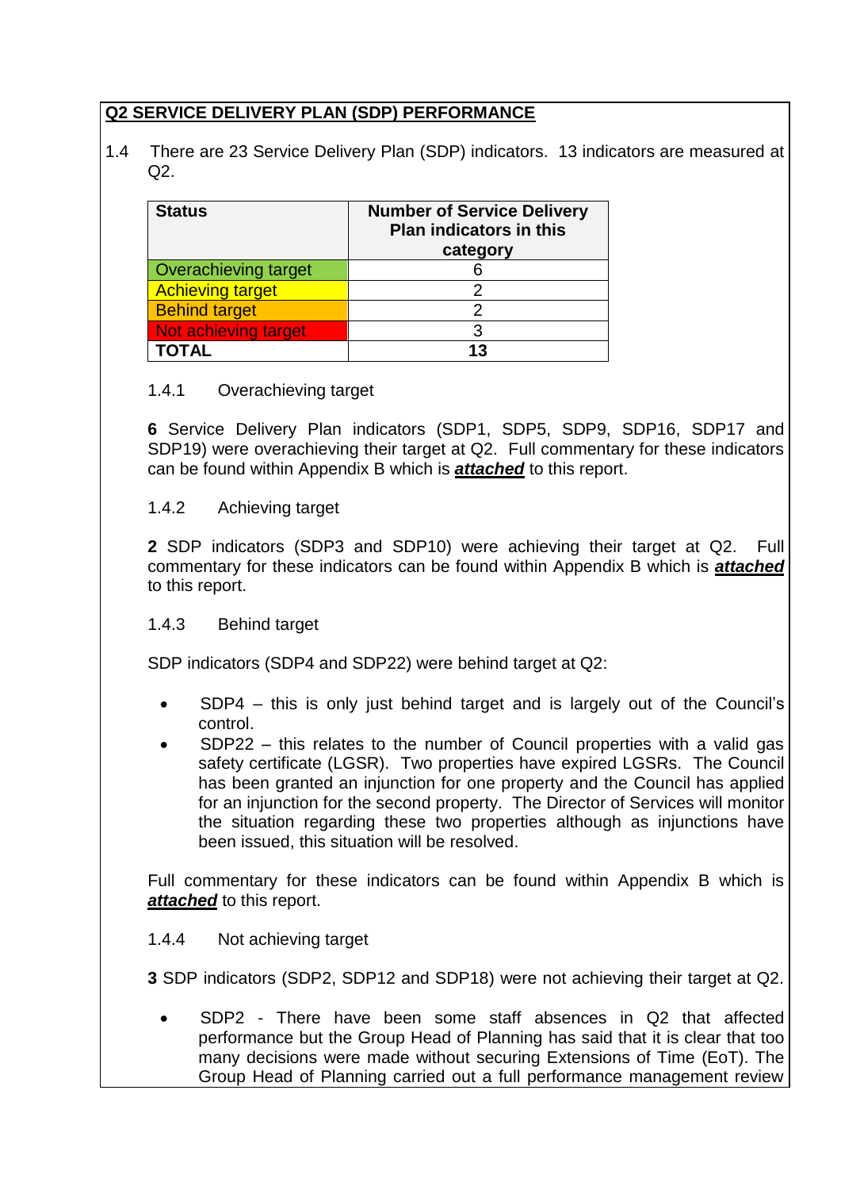**Q2 SERVICE DELIVERY PLAN (SDP) PERFORMANCE**

1.4 There are 23 Service Delivery Plan (SDP) indicators. 13 indicators are measured at Q2.

| Status | Number of Service Delivery Plan indicators in this category |
|---|---|
| Overachieving target | 6 |
| Achieving target | 2 |
| Behind target | 2 |
| Not achieving target | 3 |
| **TOTAL** | **13** |

1.4.1 Overachieving target

**6** Service Delivery Plan indicators (SDP1, SDP5, SDP9, SDP16, SDP17 and SDP19) were overachieving their target at Q2. Full commentary for these indicators can be found within Appendix B which is ***attached*** to this report.

1.4.2 Achieving target

**2** SDP indicators (SDP3 and SDP10) were achieving their target at Q2. Full commentary for these indicators can be found within Appendix B which is ***attached*** to this report.

1.4.3 Behind target

SDP indicators (SDP4 and SDP22) were behind target at Q2:

- SDP4 – this is only just behind target and is largely out of the Council's control.
- SDP22 – this relates to the number of Council properties with a valid gas safety certificate (LGSR). Two properties have expired LGSRs. The Council has been granted an injunction for one property and the Council has applied for an injunction for the second property. The Director of Services will monitor the situation regarding these two properties although as injunctions have been issued, this situation will be resolved.

Full commentary for these indicators can be found within Appendix B which is ***attached*** to this report.

1.4.4 Not achieving target

**3** SDP indicators (SDP2, SDP12 and SDP18) were not achieving their target at Q2.

- SDP2 - There have been some staff absences in Q2 that affected performance but the Group Head of Planning has said that it is clear that too many decisions were made without securing Extensions of Time (EoT). The Group Head of Planning carried out a full performance management review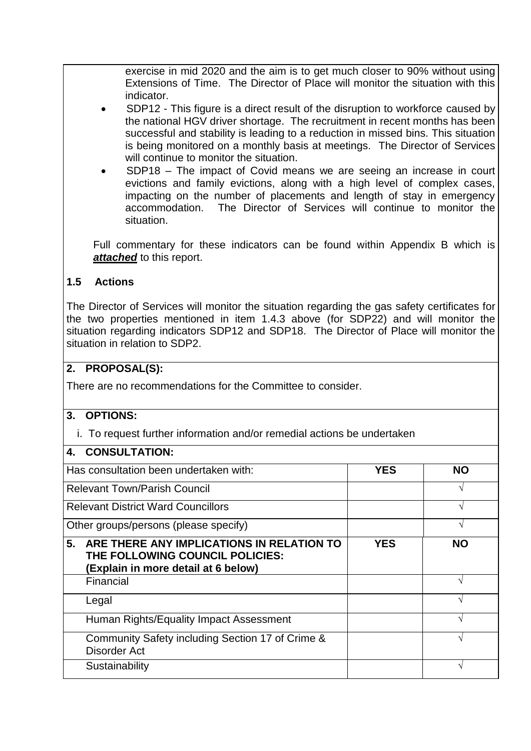exercise in mid 2020 and the aim is to get much closer to 90% without using Extensions of Time. The Director of Place will monitor the situation with this indicator.

- SDP12 - This figure is a direct result of the disruption to workforce caused by the national HGV driver shortage. The recruitment in recent months has been successful and stability is leading to a reduction in missed bins. This situation is being monitored on a monthly basis at meetings. The Director of Services will continue to monitor the situation.
- SDP18 – The impact of Covid means we are seeing an increase in court evictions and family evictions, along with a high level of complex cases, impacting on the number of placements and length of stay in emergency accommodation. The Director of Services will continue to monitor the situation.

Full commentary for these indicators can be found within Appendix B which is ***attached*** to this report.

**1.5 Actions**

The Director of Services will monitor the situation regarding the gas safety certificates for the two properties mentioned in item 1.4.3 above (for SDP22) and will monitor the situation regarding indicators SDP12 and SDP18. The Director of Place will monitor the situation in relation to SDP2.

**2. PROPOSAL(S):**

There are no recommendations for the Committee to consider.

**3. OPTIONS:**

i. To request further information and/or remedial actions be undertaken

**4. CONSULTATION:**

| Has consultation been undertaken with: | YES | NO |
|---|---|---|
| Relevant Town/Parish Council | | √ |
| Relevant District Ward Councillors | | √ |
| Other groups/persons (please specify) | | √ |

| 5. ARE THERE ANY IMPLICATIONS IN RELATION TO THE FOLLOWING COUNCIL POLICIES: (Explain in more detail at 6 below) | YES | NO |
|---|---|---|
| Financial | | √ |
| Legal | | √ |
| Human Rights/Equality Impact Assessment | | √ |
| Community Safety including Section 17 of Crime & Disorder Act | | √ |
| Sustainability | | √ |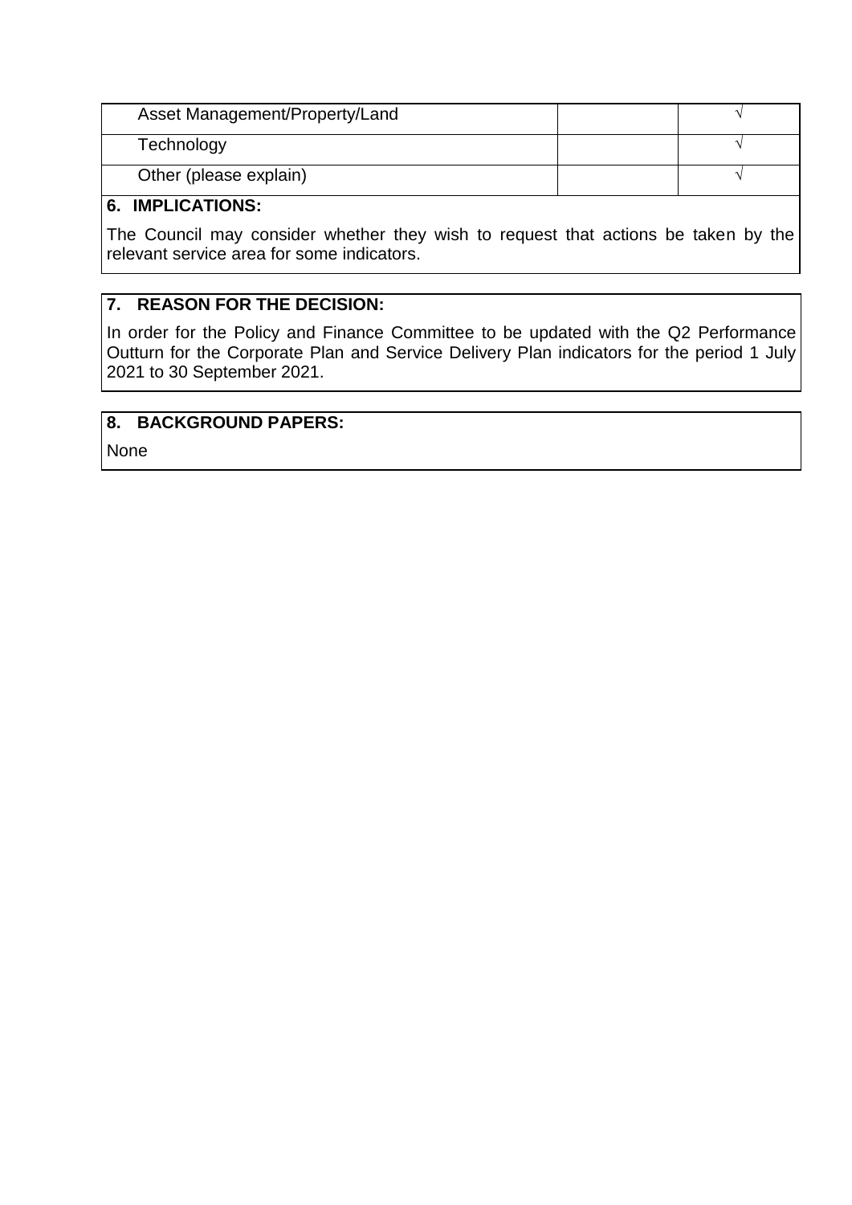| | | |
|---|---|---|
| Asset Management/Property/Land | | √ |
| Technology | | √ |
| Other (please explain) | | √ |

**6. IMPLICATIONS:**

The Council may consider whether they wish to request that actions be taken by the relevant service area for some indicators.

**7. REASON FOR THE DECISION:**

In order for the Policy and Finance Committee to be updated with the Q2 Performance Outturn for the Corporate Plan and Service Delivery Plan indicators for the period 1 July 2021 to 30 September 2021.

**8. BACKGROUND PAPERS:**

None